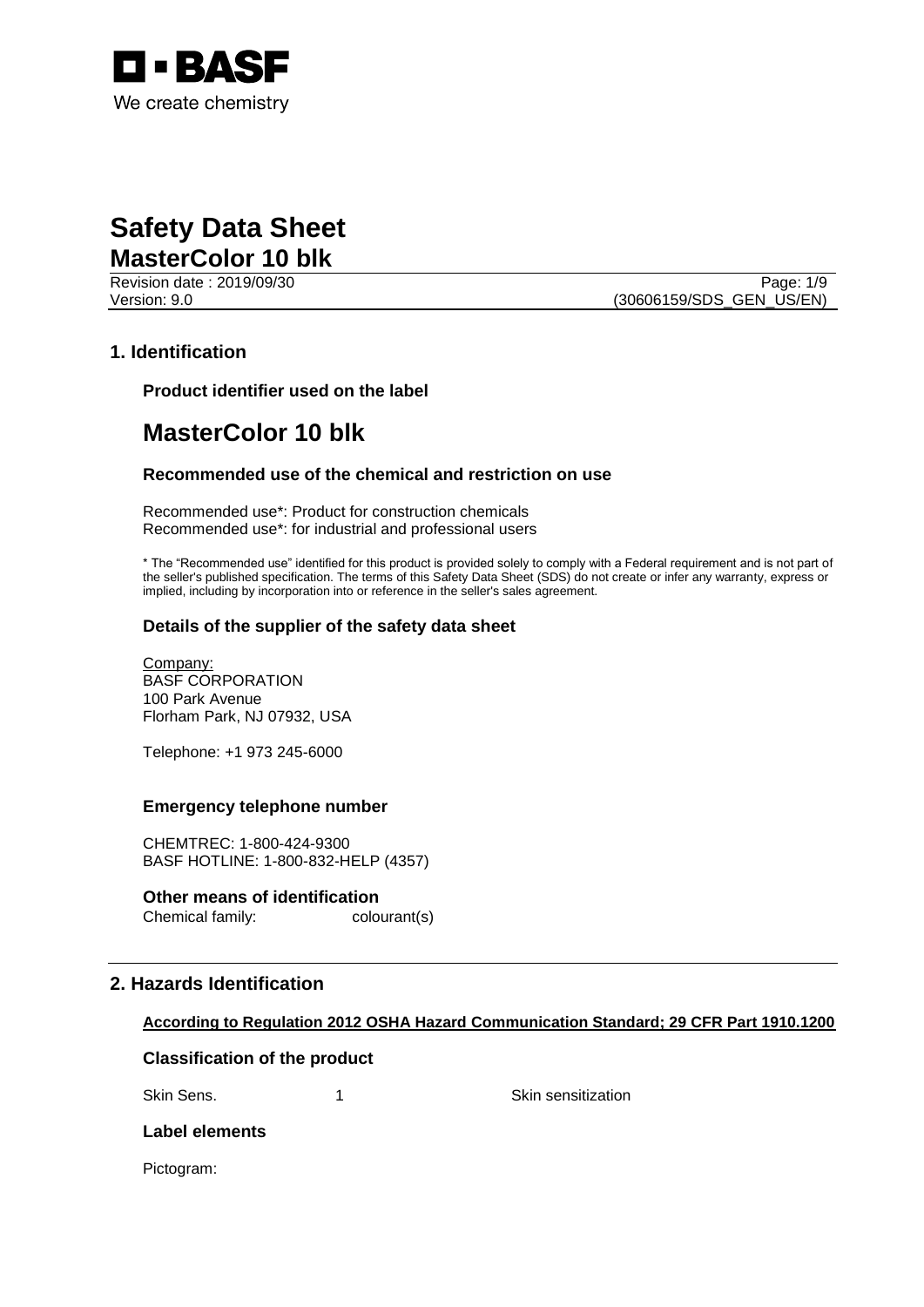# Safety Data Sheet
## MasterColor 10 blk

Revision date : 2019/09/30
Version: 9.0

(30606159/SDS_GEN_US/EN)

## 1. Identification

### Product identifier used on the label

# MasterColor 10 blk

### Recommended use of the chemical and restriction on use

Recommended use*: Product for construction chemicals
Recommended use*: for industrial and professional users

\* The "Recommended use" identified for this product is provided solely to comply with a Federal requirement and is not part of the seller's published specification. The terms of this Safety Data Sheet (SDS) do not create or infer any warranty, express or implied, including by incorporation into or reference in the seller's sales agreement.

### Details of the supplier of the safety data sheet

Company:
BASF CORPORATION
100 Park Avenue
Florham Park, NJ 07932, USA

Telephone: +1 973 245-6000

### Emergency telephone number

CHEMTREC: 1-800-424-9300
BASF HOTLINE: 1-800-832-HELP (4357)

### Other means of identification

Chemical family: colourant(s)

## 2. Hazards Identification

**According to Regulation 2012 OSHA Hazard Communication Standard; 29 CFR Part 1910.1200**

### Classification of the product

| | | |
|---|---|---|
| Skin Sens. | 1 | Skin sensitization |

### Label elements

Pictogram: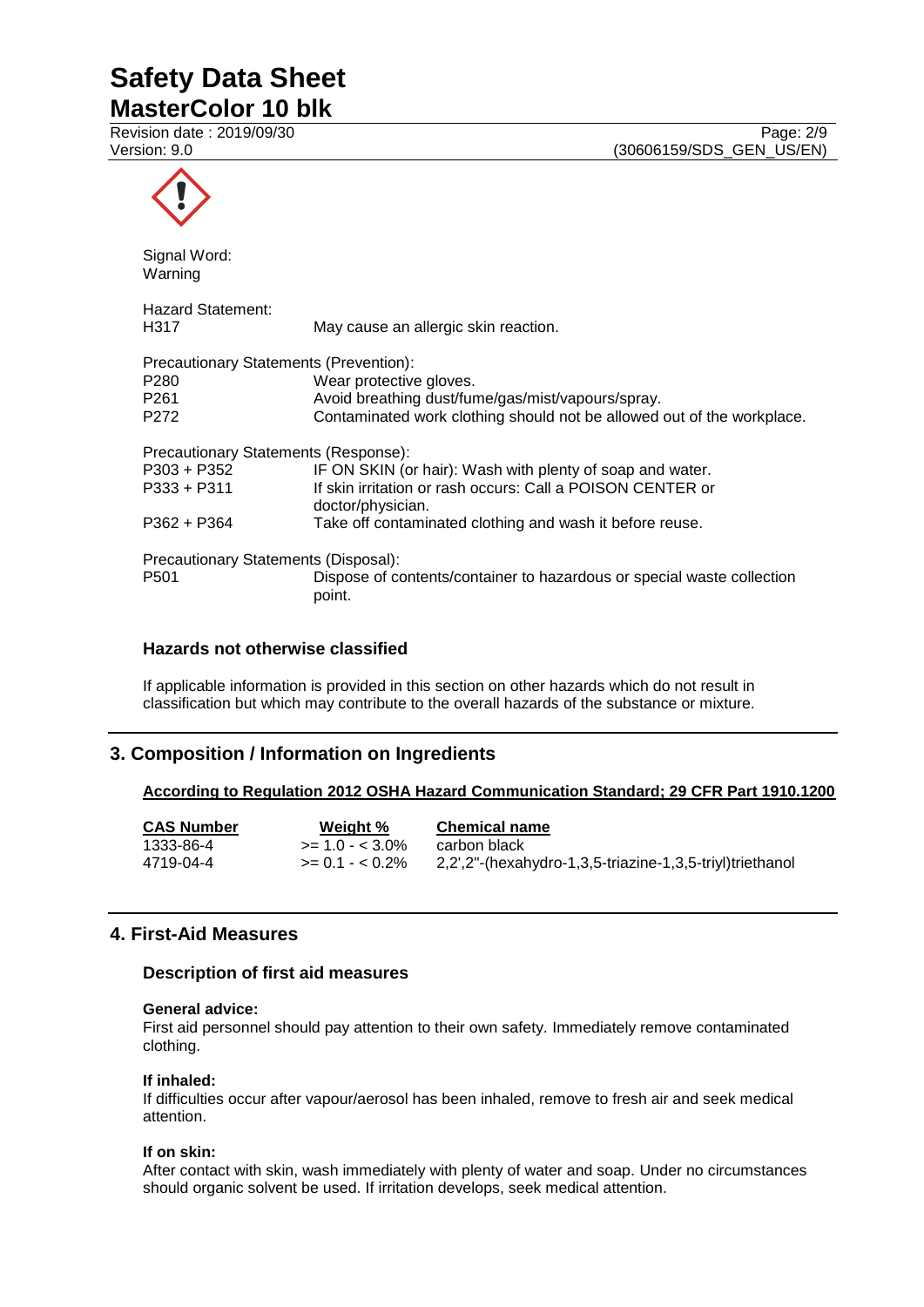Signal Word:
Warning

Hazard Statement:

| | |
|---|---|
| H317 | May cause an allergic skin reaction. |

Precautionary Statements (Prevention):

| | |
|---|---|
| P280 | Wear protective gloves. |
| P261 | Avoid breathing dust/fume/gas/mist/vapours/spray. |
| P272 | Contaminated work clothing should not be allowed out of the workplace. |

Precautionary Statements (Response):

| | |
|---|---|
| P303 + P352 | IF ON SKIN (or hair): Wash with plenty of soap and water. |
| P333 + P311 | If skin irritation or rash occurs: Call a POISON CENTER or doctor/physician. |
| P362 + P364 | Take off contaminated clothing and wash it before reuse. |

Precautionary Statements (Disposal):

| | |
|---|---|
| P501 | Dispose of contents/container to hazardous or special waste collection point. |

### Hazards not otherwise classified

If applicable information is provided in this section on other hazards which do not result in classification but which may contribute to the overall hazards of the substance or mixture.

## 3. Composition / Information on Ingredients

**According to Regulation 2012 OSHA Hazard Communication Standard; 29 CFR Part 1910.1200**

| CAS Number | Weight % | Chemical name |
|---|---|---|
| 1333-86-4 | >= 1.0 - < 3.0% | carbon black |
| 4719-04-4 | >= 0.1 - < 0.2% | 2,2',2''-(hexahydro-1,3,5-triazine-1,3,5-triyl)triethanol |

## 4. First-Aid Measures

### Description of first aid measures

**General advice:**
First aid personnel should pay attention to their own safety. Immediately remove contaminated clothing.

**If inhaled:**
If difficulties occur after vapour/aerosol has been inhaled, remove to fresh air and seek medical attention.

**If on skin:**
After contact with skin, wash immediately with plenty of water and soap. Under no circumstances should organic solvent be used. If irritation develops, seek medical attention.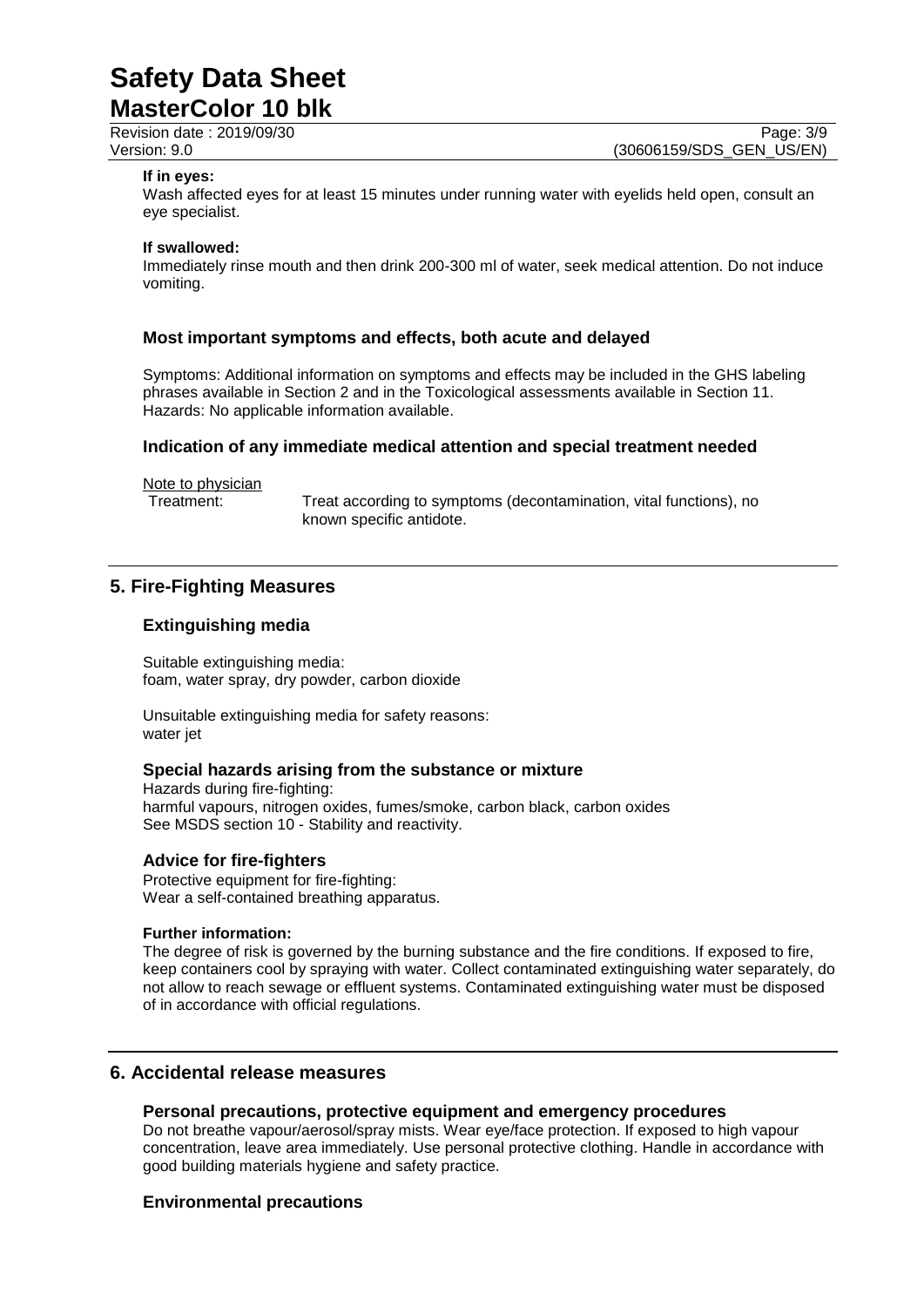**If in eyes:**
Wash affected eyes for at least 15 minutes under running water with eyelids held open, consult an eye specialist.

**If swallowed:**
Immediately rinse mouth and then drink 200-300 ml of water, seek medical attention. Do not induce vomiting.

### Most important symptoms and effects, both acute and delayed

Symptoms: Additional information on symptoms and effects may be included in the GHS labeling phrases available in Section 2 and in the Toxicological assessments available in Section 11.
Hazards: No applicable information available.

### Indication of any immediate medical attention and special treatment needed

Note to physician
Treatment: Treat according to symptoms (decontamination, vital functions), no known specific antidote.

## 5. Fire-Fighting Measures

### Extinguishing media

Suitable extinguishing media:
foam, water spray, dry powder, carbon dioxide

Unsuitable extinguishing media for safety reasons:
water jet

### Special hazards arising from the substance or mixture

Hazards during fire-fighting:
harmful vapours, nitrogen oxides, fumes/smoke, carbon black, carbon oxides
See MSDS section 10 - Stability and reactivity.

### Advice for fire-fighters

Protective equipment for fire-fighting:
Wear a self-contained breathing apparatus.

**Further information:**
The degree of risk is governed by the burning substance and the fire conditions. If exposed to fire, keep containers cool by spraying with water. Collect contaminated extinguishing water separately, do not allow to reach sewage or effluent systems. Contaminated extinguishing water must be disposed of in accordance with official regulations.

## 6. Accidental release measures

### Personal precautions, protective equipment and emergency procedures

Do not breathe vapour/aerosol/spray mists. Wear eye/face protection. If exposed to high vapour concentration, leave area immediately. Use personal protective clothing. Handle in accordance with good building materials hygiene and safety practice.

### Environmental precautions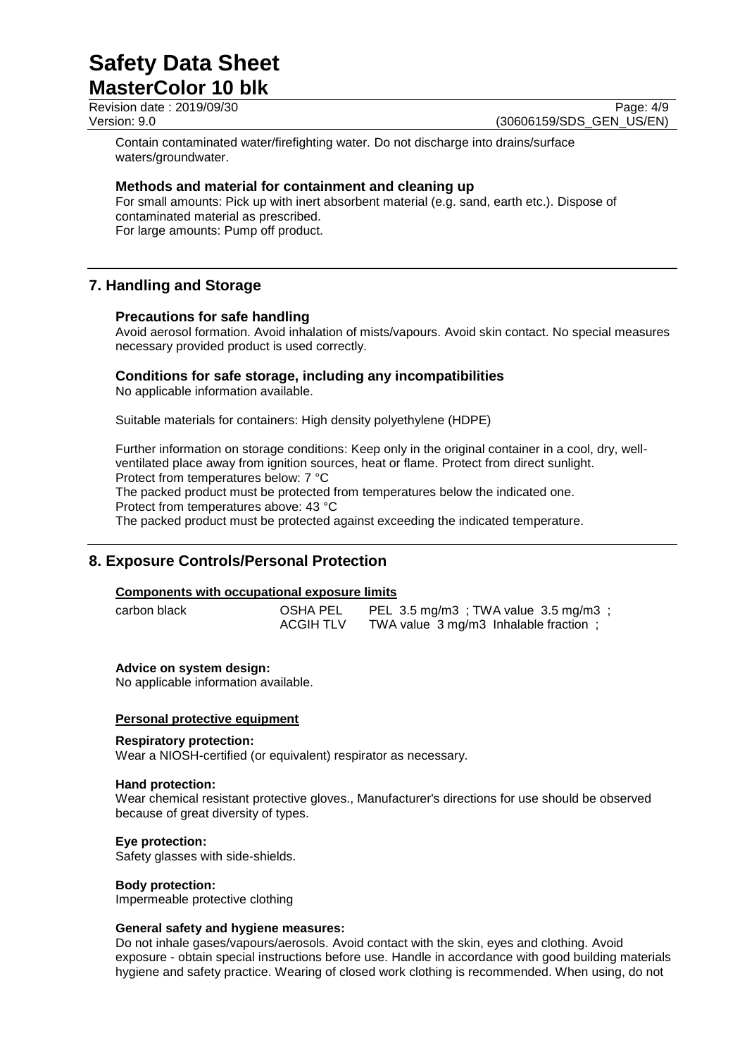Contain contaminated water/firefighting water. Do not discharge into drains/surface waters/groundwater.

### Methods and material for containment and cleaning up

For small amounts: Pick up with inert absorbent material (e.g. sand, earth etc.). Dispose of contaminated material as prescribed.
For large amounts: Pump off product.

## 7. Handling and Storage

### Precautions for safe handling

Avoid aerosol formation. Avoid inhalation of mists/vapours. Avoid skin contact. No special measures necessary provided product is used correctly.

### Conditions for safe storage, including any incompatibilities

No applicable information available.

Suitable materials for containers: High density polyethylene (HDPE)

Further information on storage conditions: Keep only in the original container in a cool, dry, well-ventilated place away from ignition sources, heat or flame. Protect from direct sunlight.
Protect from temperatures below: 7 °C
The packed product must be protected from temperatures below the indicated one.
Protect from temperatures above: 43 °C
The packed product must be protected against exceeding the indicated temperature.

## 8. Exposure Controls/Personal Protection

**Components with occupational exposure limits**

| | | |
|---|---|---|
| carbon black | OSHA PEL | PEL 3.5 mg/m3 ; TWA value 3.5 mg/m3 ; |
| | ACGIH TLV | TWA value 3 mg/m3 Inhalable fraction ; |

**Advice on system design:**
No applicable information available.

**Personal protective equipment**

**Respiratory protection:**
Wear a NIOSH-certified (or equivalent) respirator as necessary.

**Hand protection:**
Wear chemical resistant protective gloves., Manufacturer's directions for use should be observed because of great diversity of types.

**Eye protection:**
Safety glasses with side-shields.

**Body protection:**
Impermeable protective clothing

**General safety and hygiene measures:**
Do not inhale gases/vapours/aerosols. Avoid contact with the skin, eyes and clothing. Avoid exposure - obtain special instructions before use. Handle in accordance with good building materials hygiene and safety practice. Wearing of closed work clothing is recommended. When using, do not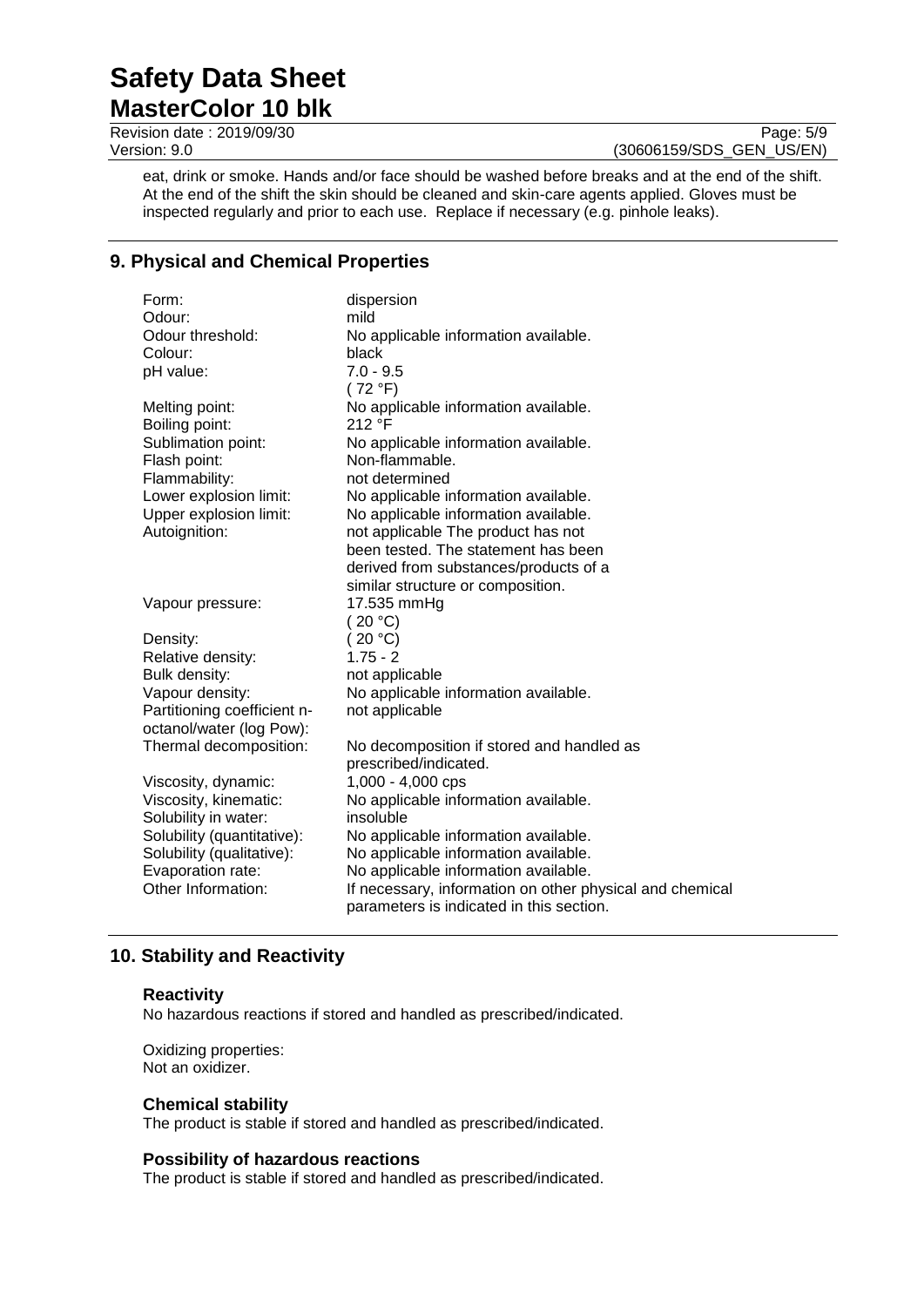eat, drink or smoke. Hands and/or face should be washed before breaks and at the end of the shift. At the end of the shift the skin should be cleaned and skin-care agents applied. Gloves must be inspected regularly and prior to each use. Replace if necessary (e.g. pinhole leaks).

## 9. Physical and Chemical Properties

| | |
|---|---|
| Form: | dispersion |
| Odour: | mild |
| Odour threshold: | No applicable information available. |
| Colour: | black |
| pH value: | 7.0 - 9.5<br>( 72 °F) |
| Melting point: | No applicable information available. |
| Boiling point: | 212 °F |
| Sublimation point: | No applicable information available. |
| Flash point: | Non-flammable. |
| Flammability: | not determined |
| Lower explosion limit: | No applicable information available. |
| Upper explosion limit: | No applicable information available. |
| Autoignition: | not applicable The product has not been tested. The statement has been derived from substances/products of a similar structure or composition. |
| Vapour pressure: | 17.535 mmHg<br>( 20 °C) |
| Density: | ( 20 °C) |
| Relative density: | 1.75 - 2 |
| Bulk density: | not applicable |
| Vapour density: | No applicable information available. |
| Partitioning coefficient n-octanol/water (log Pow): | not applicable |
| Thermal decomposition: | No decomposition if stored and handled as prescribed/indicated. |
| Viscosity, dynamic: | 1,000 - 4,000 cps |
| Viscosity, kinematic: | No applicable information available. |
| Solubility in water: | insoluble |
| Solubility (quantitative): | No applicable information available. |
| Solubility (qualitative): | No applicable information available. |
| Evaporation rate: | No applicable information available. |
| Other Information: | If necessary, information on other physical and chemical parameters is indicated in this section. |

## 10. Stability and Reactivity

### Reactivity

No hazardous reactions if stored and handled as prescribed/indicated.

Oxidizing properties:
Not an oxidizer.

### Chemical stability

The product is stable if stored and handled as prescribed/indicated.

### Possibility of hazardous reactions

The product is stable if stored and handled as prescribed/indicated.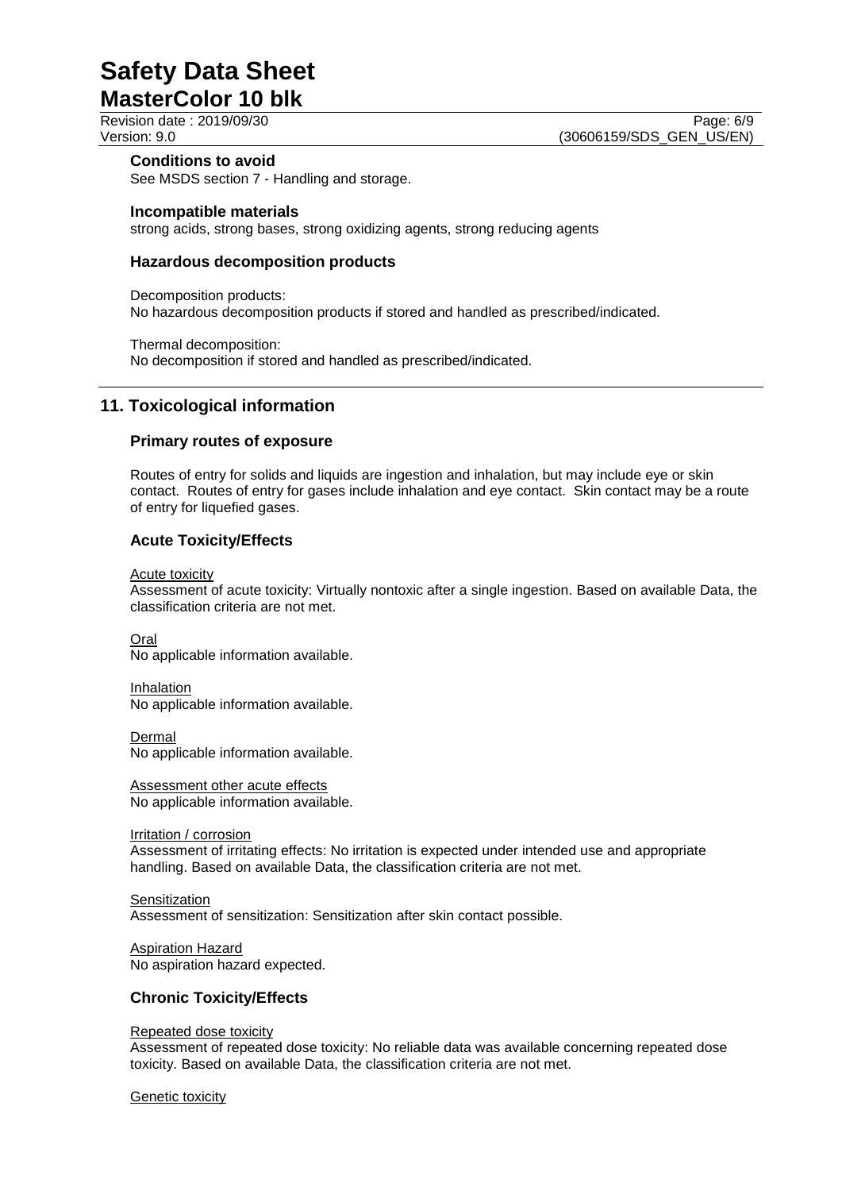### Conditions to avoid

See MSDS section 7 - Handling and storage.

### Incompatible materials

strong acids, strong bases, strong oxidizing agents, strong reducing agents

### Hazardous decomposition products

Decomposition products:
No hazardous decomposition products if stored and handled as prescribed/indicated.

Thermal decomposition:
No decomposition if stored and handled as prescribed/indicated.

## 11. Toxicological information

### Primary routes of exposure

Routes of entry for solids and liquids are ingestion and inhalation, but may include eye or skin contact. Routes of entry for gases include inhalation and eye contact. Skin contact may be a route of entry for liquefied gases.

### Acute Toxicity/Effects

Acute toxicity
Assessment of acute toxicity: Virtually nontoxic after a single ingestion. Based on available Data, the classification criteria are not met.

Oral
No applicable information available.

Inhalation
No applicable information available.

Dermal
No applicable information available.

Assessment other acute effects
No applicable information available.

Irritation / corrosion
Assessment of irritating effects: No irritation is expected under intended use and appropriate handling. Based on available Data, the classification criteria are not met.

Sensitization
Assessment of sensitization: Sensitization after skin contact possible.

Aspiration Hazard
No aspiration hazard expected.

### Chronic Toxicity/Effects

Repeated dose toxicity
Assessment of repeated dose toxicity: No reliable data was available concerning repeated dose toxicity. Based on available Data, the classification criteria are not met.

Genetic toxicity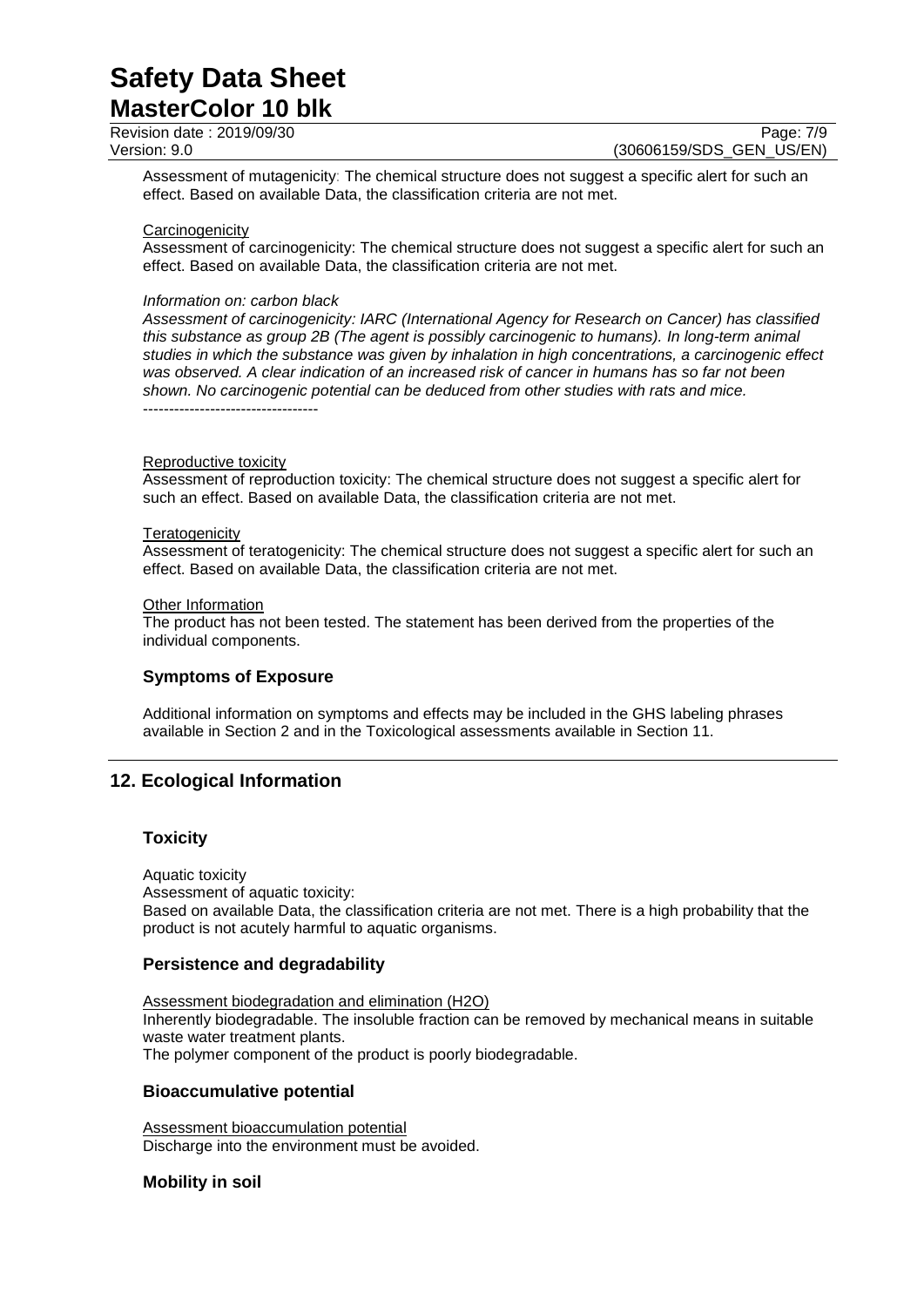Assessment of mutagenicity: The chemical structure does not suggest a specific alert for such an effect. Based on available Data, the classification criteria are not met.

Carcinogenicity

Assessment of carcinogenicity: The chemical structure does not suggest a specific alert for such an effect. Based on available Data, the classification criteria are not met.

*Information on: carbon black*

*Assessment of carcinogenicity: IARC (International Agency for Research on Cancer) has classified this substance as group 2B (The agent is possibly carcinogenic to humans). In long-term animal studies in which the substance was given by inhalation in high concentrations, a carcinogenic effect was observed. A clear indication of an increased risk of cancer in humans has so far not been shown. No carcinogenic potential can be deduced from other studies with rats and mice.*

----------------------------------

Reproductive toxicity

Assessment of reproduction toxicity: The chemical structure does not suggest a specific alert for such an effect. Based on available Data, the classification criteria are not met.

Teratogenicity

Assessment of teratogenicity: The chemical structure does not suggest a specific alert for such an effect. Based on available Data, the classification criteria are not met.

Other Information

The product has not been tested. The statement has been derived from the properties of the individual components.

### Symptoms of Exposure

Additional information on symptoms and effects may be included in the GHS labeling phrases available in Section 2 and in the Toxicological assessments available in Section 11.

## 12. Ecological Information

### Toxicity

Aquatic toxicity

Assessment of aquatic toxicity:

Based on available Data, the classification criteria are not met. There is a high probability that the product is not acutely harmful to aquatic organisms.

### Persistence and degradability

Assessment biodegradation and elimination ($H_2O$)

Inherently biodegradable. The insoluble fraction can be removed by mechanical means in suitable waste water treatment plants.

The polymer component of the product is poorly biodegradable.

### Bioaccumulative potential

Assessment bioaccumulation potential

Discharge into the environment must be avoided.

### Mobility in soil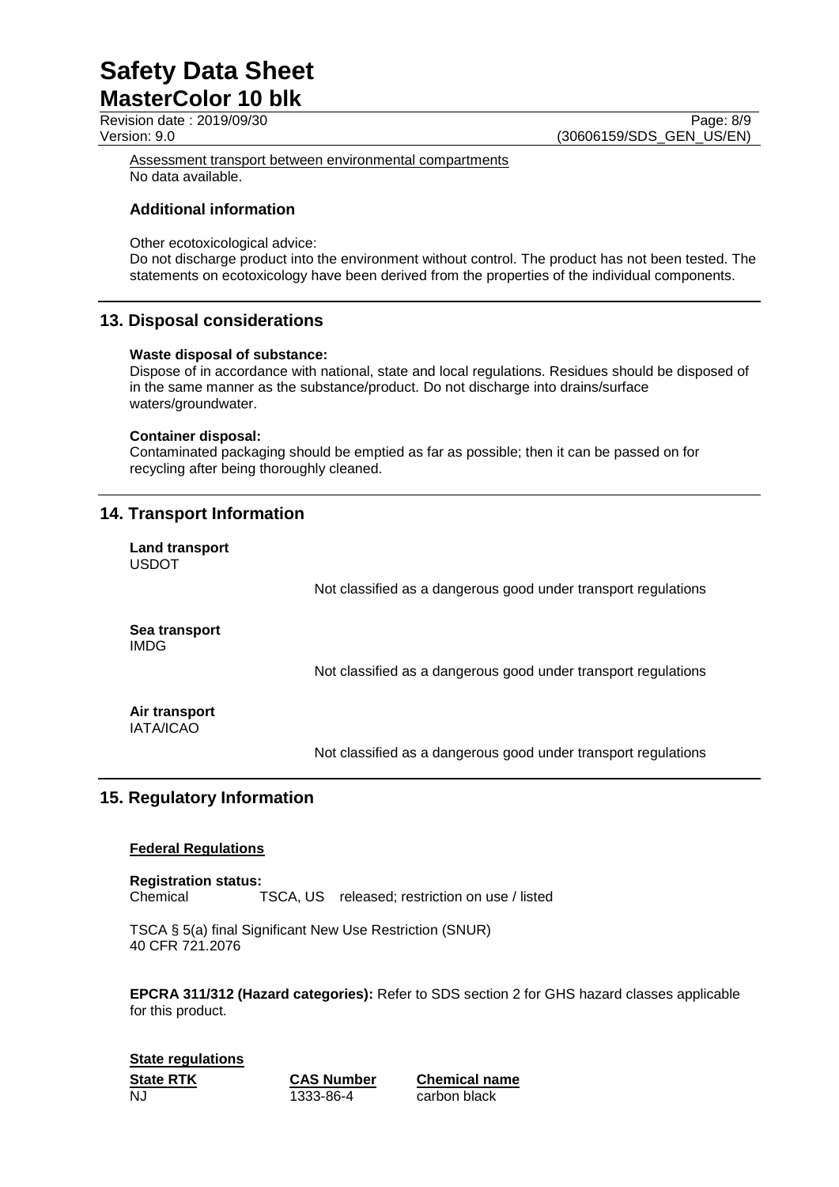Assessment transport between environmental compartments
No data available.

### Additional information

Other ecotoxicological advice:
Do not discharge product into the environment without control. The product has not been tested. The statements on ecotoxicology have been derived from the properties of the individual components.

## 13. Disposal considerations

**Waste disposal of substance:**
Dispose of in accordance with national, state and local regulations. Residues should be disposed of in the same manner as the substance/product. Do not discharge into drains/surface waters/groundwater.

**Container disposal:**
Contaminated packaging should be emptied as far as possible; then it can be passed on for recycling after being thoroughly cleaned.

## 14. Transport Information

**Land transport**
USDOT

Not classified as a dangerous good under transport regulations

**Sea transport**
IMDG

Not classified as a dangerous good under transport regulations

**Air transport**
IATA/ICAO

Not classified as a dangerous good under transport regulations

## 15. Regulatory Information

**Federal Regulations**

**Registration status:**
Chemical TSCA, US released; restriction on use / listed

TSCA § 5(a) final Significant New Use Restriction (SNUR)
40 CFR 721.2076

**EPCRA 311/312 (Hazard categories):** Refer to SDS section 2 for GHS hazard classes applicable for this product.

**State regulations**

| State RTK | CAS Number | Chemical name |
| --- | --- | --- |
| NJ | 1333-86-4 | carbon black |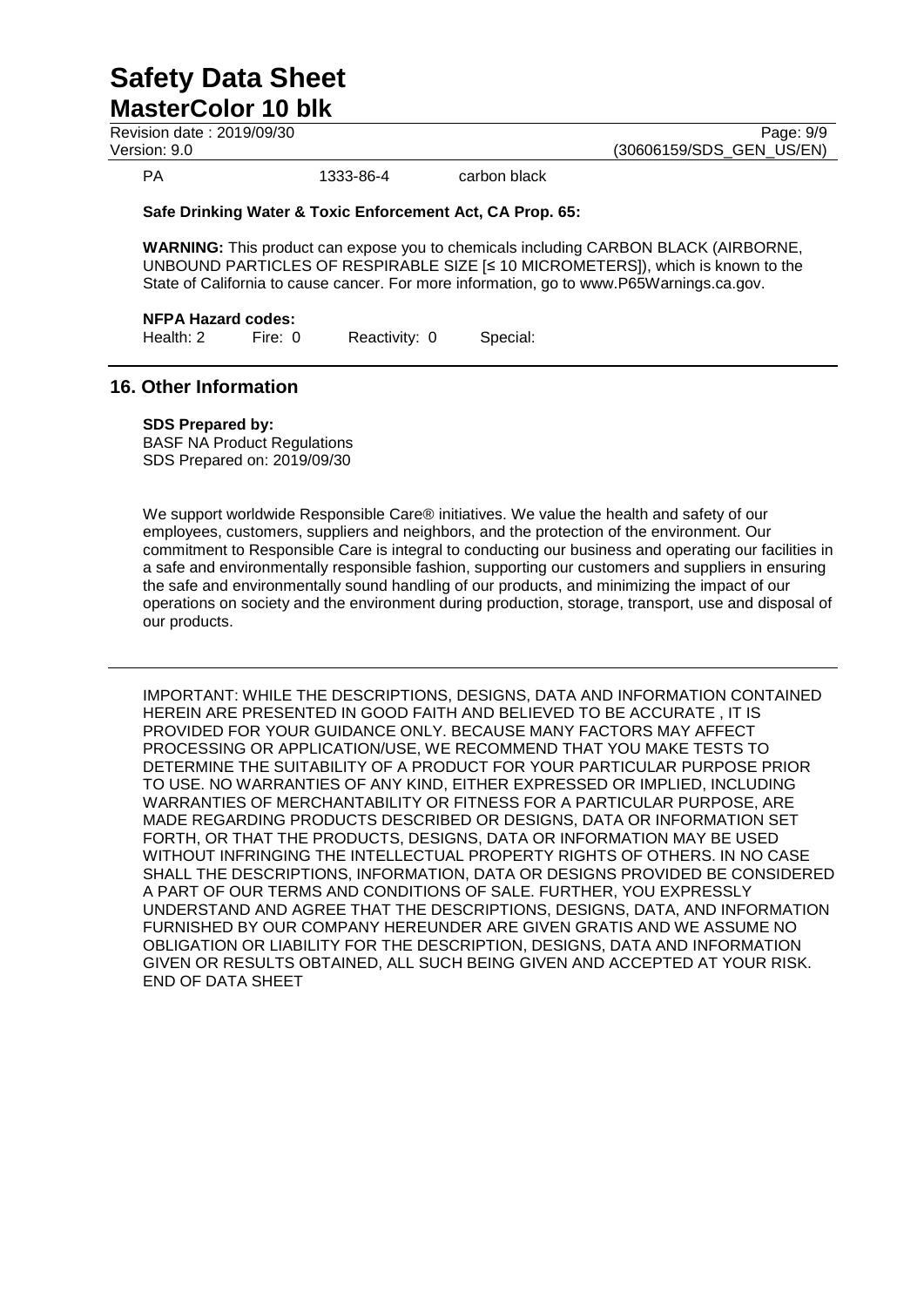| | | |
|---|---|---|
| PA | 1333-86-4 | carbon black |

**Safe Drinking Water & Toxic Enforcement Act, CA Prop. 65:**

**WARNING:** This product can expose you to chemicals including CARBON BLACK (AIRBORNE, UNBOUND PARTICLES OF RESPIRABLE SIZE [≤ 10 MICROMETERS]), which is known to the State of California to cause cancer. For more information, go to www.P65Warnings.ca.gov.

**NFPA Hazard codes:**

Health: 2 Fire: 0 Reactivity: 0 Special:

## 16. Other Information

**SDS Prepared by:**
BASF NA Product Regulations
SDS Prepared on: 2019/09/30

We support worldwide Responsible Care® initiatives. We value the health and safety of our employees, customers, suppliers and neighbors, and the protection of the environment. Our commitment to Responsible Care is integral to conducting our business and operating our facilities in a safe and environmentally responsible fashion, supporting our customers and suppliers in ensuring the safe and environmentally sound handling of our products, and minimizing the impact of our operations on society and the environment during production, storage, transport, use and disposal of our products.

---

IMPORTANT: WHILE THE DESCRIPTIONS, DESIGNS, DATA AND INFORMATION CONTAINED HEREIN ARE PRESENTED IN GOOD FAITH AND BELIEVED TO BE ACCURATE , IT IS PROVIDED FOR YOUR GUIDANCE ONLY. BECAUSE MANY FACTORS MAY AFFECT PROCESSING OR APPLICATION/USE, WE RECOMMEND THAT YOU MAKE TESTS TO DETERMINE THE SUITABILITY OF A PRODUCT FOR YOUR PARTICULAR PURPOSE PRIOR TO USE. NO WARRANTIES OF ANY KIND, EITHER EXPRESSED OR IMPLIED, INCLUDING WARRANTIES OF MERCHANTABILITY OR FITNESS FOR A PARTICULAR PURPOSE, ARE MADE REGARDING PRODUCTS DESCRIBED OR DESIGNS, DATA OR INFORMATION SET FORTH, OR THAT THE PRODUCTS, DESIGNS, DATA OR INFORMATION MAY BE USED WITHOUT INFRINGING THE INTELLECTUAL PROPERTY RIGHTS OF OTHERS. IN NO CASE SHALL THE DESCRIPTIONS, INFORMATION, DATA OR DESIGNS PROVIDED BE CONSIDERED A PART OF OUR TERMS AND CONDITIONS OF SALE. FURTHER, YOU EXPRESSLY UNDERSTAND AND AGREE THAT THE DESCRIPTIONS, DESIGNS, DATA, AND INFORMATION FURNISHED BY OUR COMPANY HEREUNDER ARE GIVEN GRATIS AND WE ASSUME NO OBLIGATION OR LIABILITY FOR THE DESCRIPTION, DESIGNS, DATA AND INFORMATION GIVEN OR RESULTS OBTAINED, ALL SUCH BEING GIVEN AND ACCEPTED AT YOUR RISK.
END OF DATA SHEET